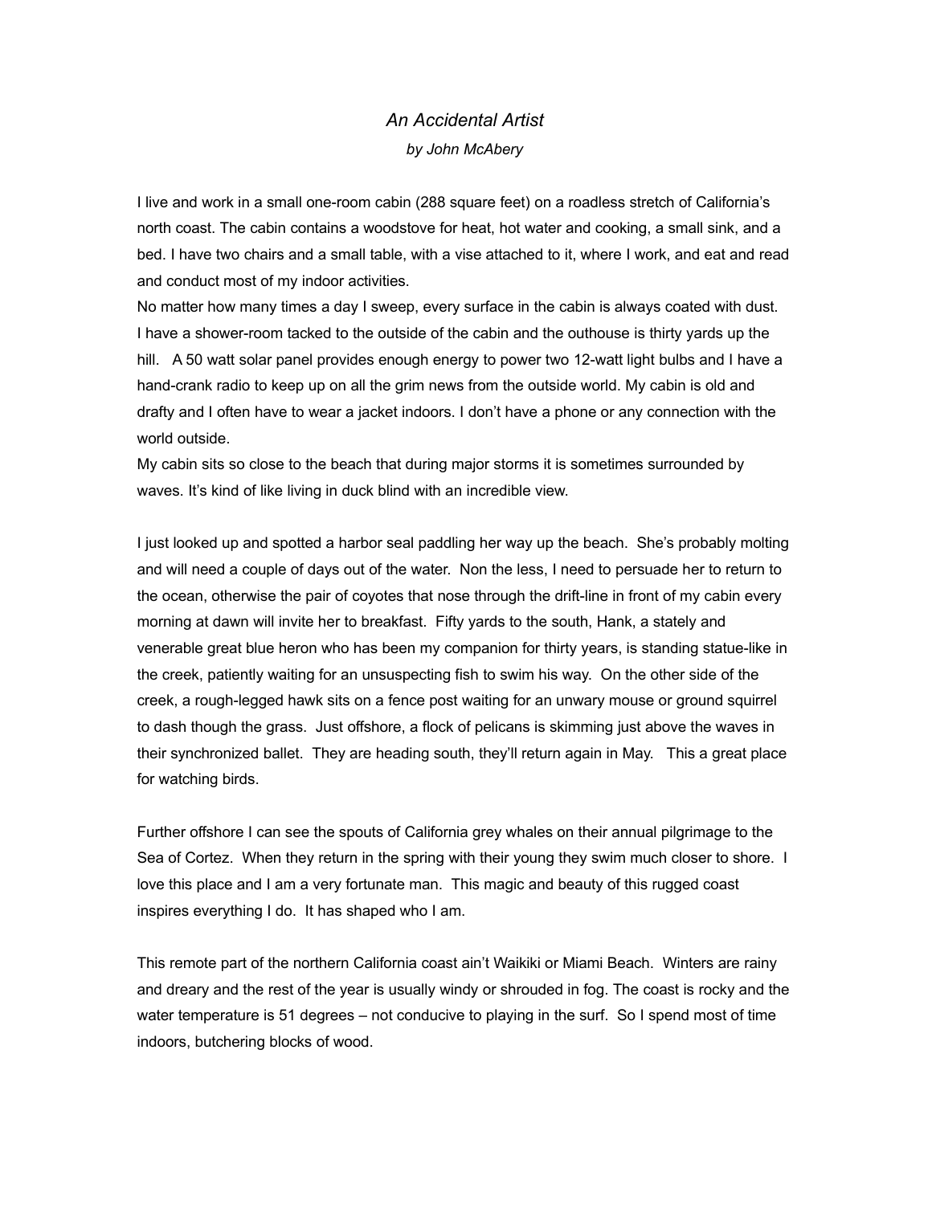*An Accidental Artist*

*by John McAbery*

I live and work in a small one-room cabin (288 square feet) on a roadless stretch of California's north coast. The cabin contains a woodstove for heat, hot water and cooking, a small sink, and a bed. I have two chairs and a small table, with a vise attached to it, where I work, and eat and read and conduct most of my indoor activities.

No matter how many times a day I sweep, every surface in the cabin is always coated with dust. I have a shower-room tacked to the outside of the cabin and the outhouse is thirty yards up the hill. A 50 watt solar panel provides enough energy to power two 12-watt light bulbs and I have a hand-crank radio to keep up on all the grim news from the outside world. My cabin is old and drafty and I often have to wear a jacket indoors. I don't have a phone or any connection with the world outside.

My cabin sits so close to the beach that during major storms it is sometimes surrounded by waves. It's kind of like living in duck blind with an incredible view.

I just looked up and spotted a harbor seal paddling her way up the beach. She's probably molting and will need a couple of days out of the water. Non the less, I need to persuade her to return to the ocean, otherwise the pair of coyotes that nose through the drift-line in front of my cabin every morning at dawn will invite her to breakfast. Fifty yards to the south, Hank, a stately and venerable great blue heron who has been my companion for thirty years, is standing statue-like in the creek, patiently waiting for an unsuspecting fish to swim his way. On the other side of the creek, a rough-legged hawk sits on a fence post waiting for an unwary mouse or ground squirrel to dash though the grass. Just offshore, a flock of pelicans is skimming just above the waves in their synchronized ballet. They are heading south, they'll return again in May. This a great place for watching birds.

Further offshore I can see the spouts of California grey whales on their annual pilgrimage to the Sea of Cortez. When they return in the spring with their young they swim much closer to shore. I love this place and I am a very fortunate man. This magic and beauty of this rugged coast inspires everything I do. It has shaped who I am.

This remote part of the northern California coast ain't Waikiki or Miami Beach. Winters are rainy and dreary and the rest of the year is usually windy or shrouded in fog. The coast is rocky and the water temperature is 51 degrees – not conducive to playing in the surf. So I spend most of time indoors, butchering blocks of wood.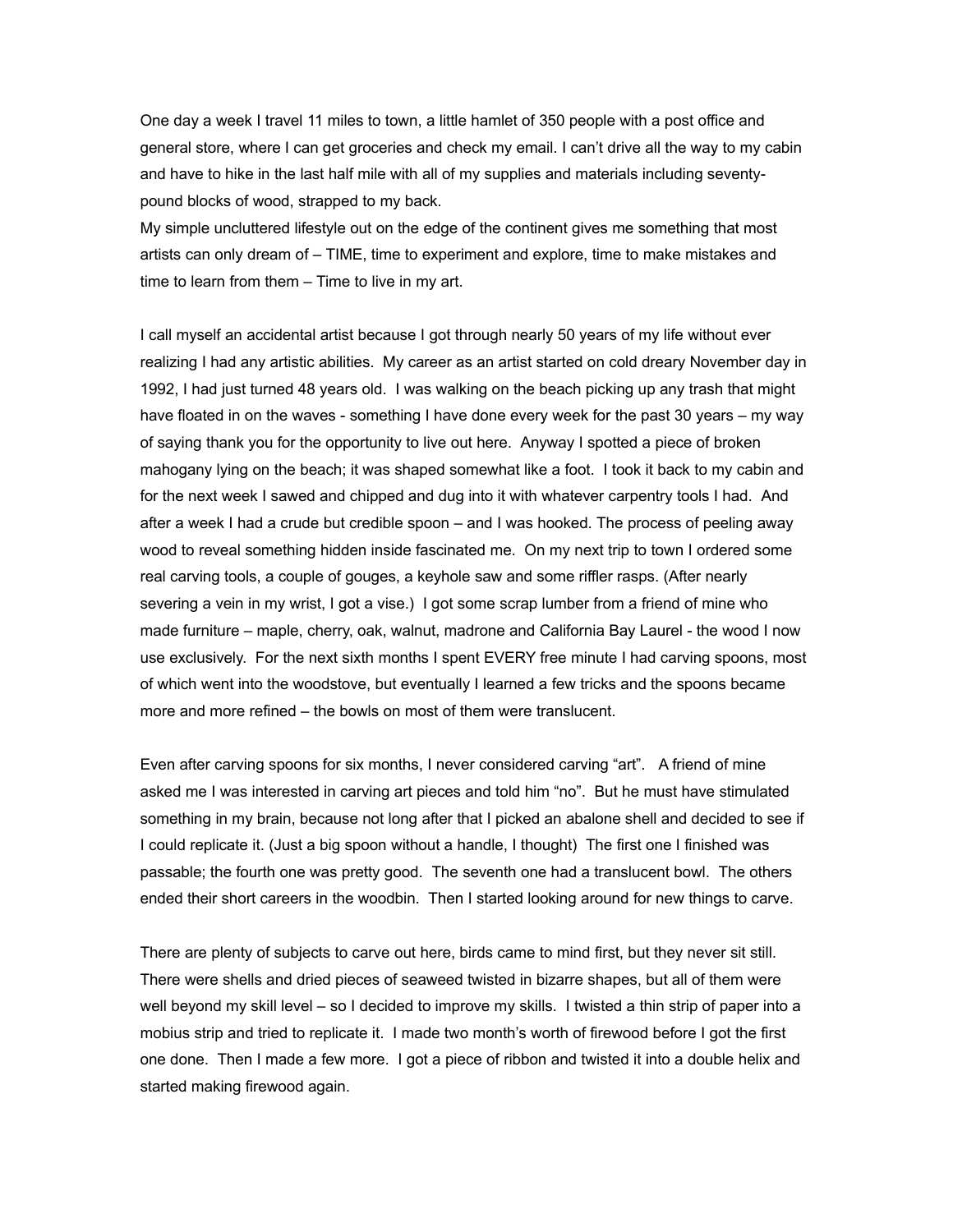One day a week I travel 11 miles to town, a little hamlet of 350 people with a post office and general store, where I can get groceries and check my email. I can't drive all the way to my cabin and have to hike in the last half mile with all of my supplies and materials including seventy-pound blocks of wood, strapped to my back.
My simple uncluttered lifestyle out on the edge of the continent gives me something that most artists can only dream of – TIME, time to experiment and explore, time to make mistakes and time to learn from them – Time to live in my art.

I call myself an accidental artist because I got through nearly 50 years of my life without ever realizing I had any artistic abilities. My career as an artist started on cold dreary November day in 1992, I had just turned 48 years old. I was walking on the beach picking up any trash that might have floated in on the waves - something I have done every week for the past 30 years – my way of saying thank you for the opportunity to live out here. Anyway I spotted a piece of broken mahogany lying on the beach; it was shaped somewhat like a foot. I took it back to my cabin and for the next week I sawed and chipped and dug into it with whatever carpentry tools I had. And after a week I had a crude but credible spoon – and I was hooked. The process of peeling away wood to reveal something hidden inside fascinated me. On my next trip to town I ordered some real carving tools, a couple of gouges, a keyhole saw and some riffler rasps. (After nearly severing a vein in my wrist, I got a vise.) I got some scrap lumber from a friend of mine who made furniture – maple, cherry, oak, walnut, madrone and California Bay Laurel - the wood I now use exclusively. For the next sixth months I spent EVERY free minute I had carving spoons, most of which went into the woodstove, but eventually I learned a few tricks and the spoons became more and more refined – the bowls on most of them were translucent.

Even after carving spoons for six months, I never considered carving "art". A friend of mine asked me I was interested in carving art pieces and told him "no". But he must have stimulated something in my brain, because not long after that I picked an abalone shell and decided to see if I could replicate it. (Just a big spoon without a handle, I thought) The first one I finished was passable; the fourth one was pretty good. The seventh one had a translucent bowl. The others ended their short careers in the woodbin. Then I started looking around for new things to carve.

There are plenty of subjects to carve out here, birds came to mind first, but they never sit still. There were shells and dried pieces of seaweed twisted in bizarre shapes, but all of them were well beyond my skill level – so I decided to improve my skills. I twisted a thin strip of paper into a mobius strip and tried to replicate it. I made two month's worth of firewood before I got the first one done. Then I made a few more. I got a piece of ribbon and twisted it into a double helix and started making firewood again.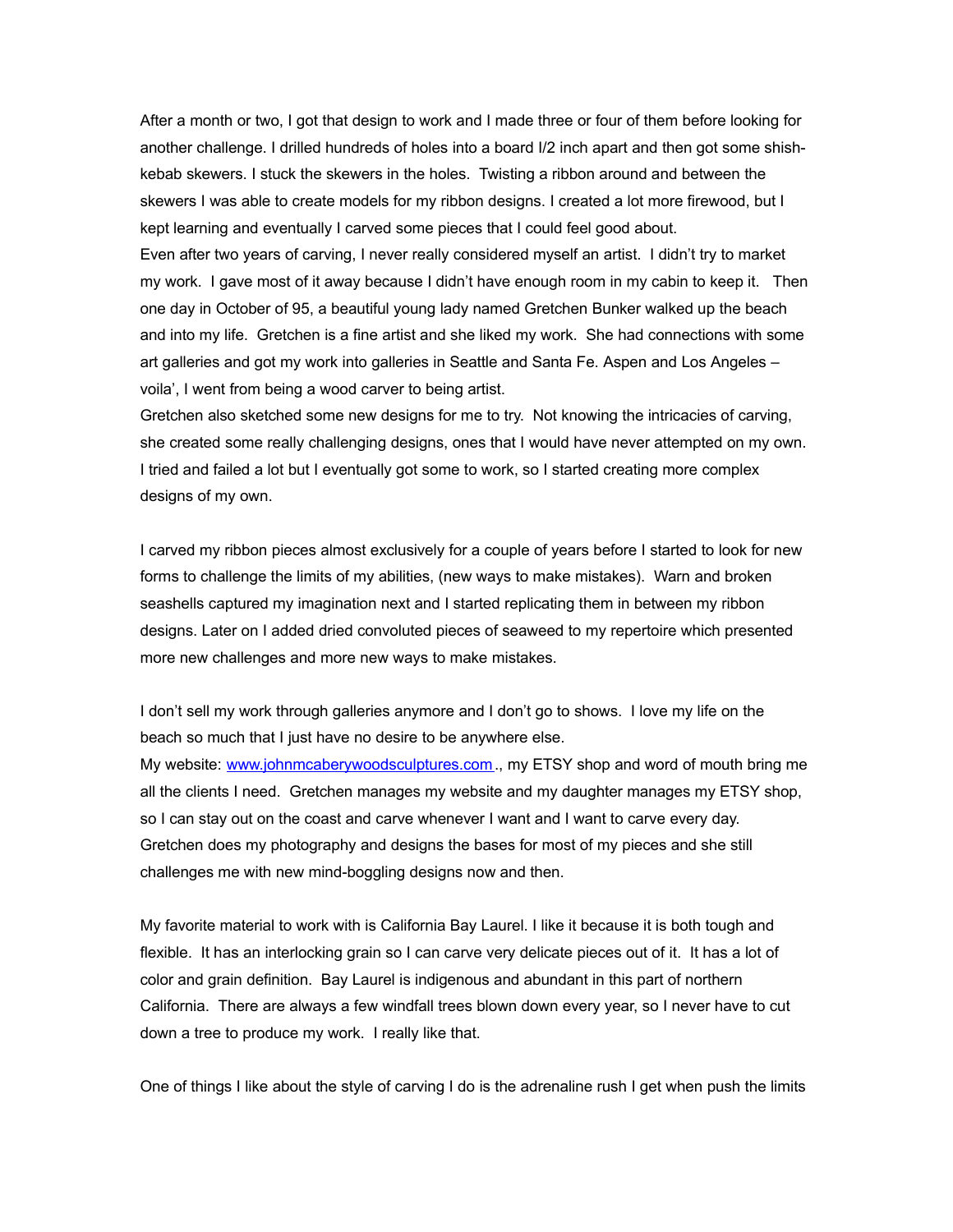After a month or two, I got that design to work and I made three or four of them before looking for another challenge. I drilled hundreds of holes into a board I/2 inch apart and then got some shish-kebab skewers. I stuck the skewers in the holes. Twisting a ribbon around and between the skewers I was able to create models for my ribbon designs. I created a lot more firewood, but I kept learning and eventually I carved some pieces that I could feel good about.
Even after two years of carving, I never really considered myself an artist. I didn't try to market my work. I gave most of it away because I didn't have enough room in my cabin to keep it. Then one day in October of 95, a beautiful young lady named Gretchen Bunker walked up the beach and into my life. Gretchen is a fine artist and she liked my work. She had connections with some art galleries and got my work into galleries in Seattle and Santa Fe. Aspen and Los Angeles – voila', I went from being a wood carver to being artist.
Gretchen also sketched some new designs for me to try. Not knowing the intricacies of carving, she created some really challenging designs, ones that I would have never attempted on my own. I tried and failed a lot but I eventually got some to work, so I started creating more complex designs of my own.

I carved my ribbon pieces almost exclusively for a couple of years before I started to look for new forms to challenge the limits of my abilities, (new ways to make mistakes). Warn and broken seashells captured my imagination next and I started replicating them in between my ribbon designs. Later on I added dried convoluted pieces of seaweed to my repertoire which presented more new challenges and more new ways to make mistakes.

I don't sell my work through galleries anymore and I don't go to shows. I love my life on the beach so much that I just have no desire to be anywhere else.
My website: [www.johnmcaberywoodsculptures.com](http://www.johnmcaberywoodsculptures.com)., my ETSY shop and word of mouth bring me all the clients I need. Gretchen manages my website and my daughter manages my ETSY shop, so I can stay out on the coast and carve whenever I want and I want to carve every day. Gretchen does my photography and designs the bases for most of my pieces and she still challenges me with new mind-boggling designs now and then.

My favorite material to work with is California Bay Laurel. I like it because it is both tough and flexible. It has an interlocking grain so I can carve very delicate pieces out of it. It has a lot of color and grain definition. Bay Laurel is indigenous and abundant in this part of northern California. There are always a few windfall trees blown down every year, so I never have to cut down a tree to produce my work. I really like that.

One of things I like about the style of carving I do is the adrenaline rush I get when push the limits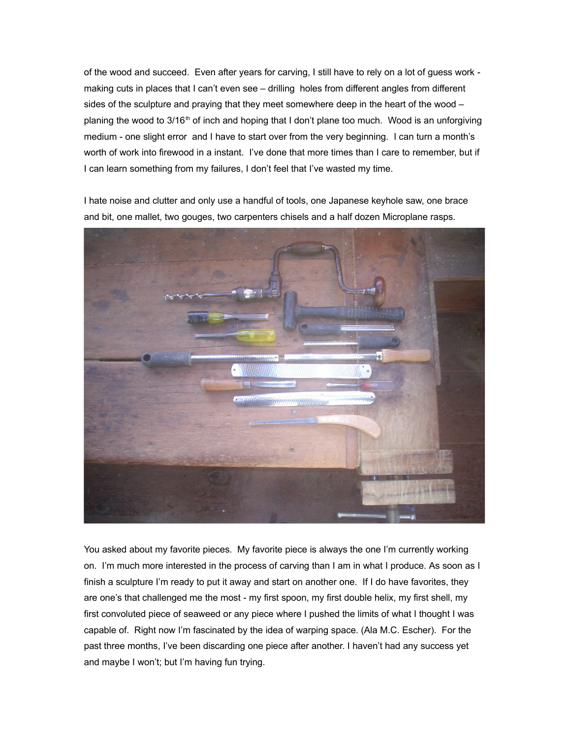of the wood and succeed. Even after years for carving, I still have to rely on a lot of guess work - making cuts in places that I can't even see – drilling holes from different angles from different sides of the sculpture and praying that they meet somewhere deep in the heart of the wood – planing the wood to 3/16th of inch and hoping that I don't plane too much. Wood is an unforgiving medium - one slight error and I have to start over from the very beginning. I can turn a month's worth of work into firewood in a instant. I've done that more times than I care to remember, but if I can learn something from my failures, I don't feel that I've wasted my time.

I hate noise and clutter and only use a handful of tools, one Japanese keyhole saw, one brace and bit, one mallet, two gouges, two carpenters chisels and a half dozen Microplane rasps.

You asked about my favorite pieces. My favorite piece is always the one I'm currently working on. I'm much more interested in the process of carving than I am in what I produce. As soon as I finish a sculpture I'm ready to put it away and start on another one. If I do have favorites, they are one's that challenged me the most - my first spoon, my first double helix, my first shell, my first convoluted piece of seaweed or any piece where I pushed the limits of what I thought I was capable of. Right now I'm fascinated by the idea of warping space. (Ala M.C. Escher). For the past three months, I've been discarding one piece after another. I haven't had any success yet and maybe I won't; but I'm having fun trying.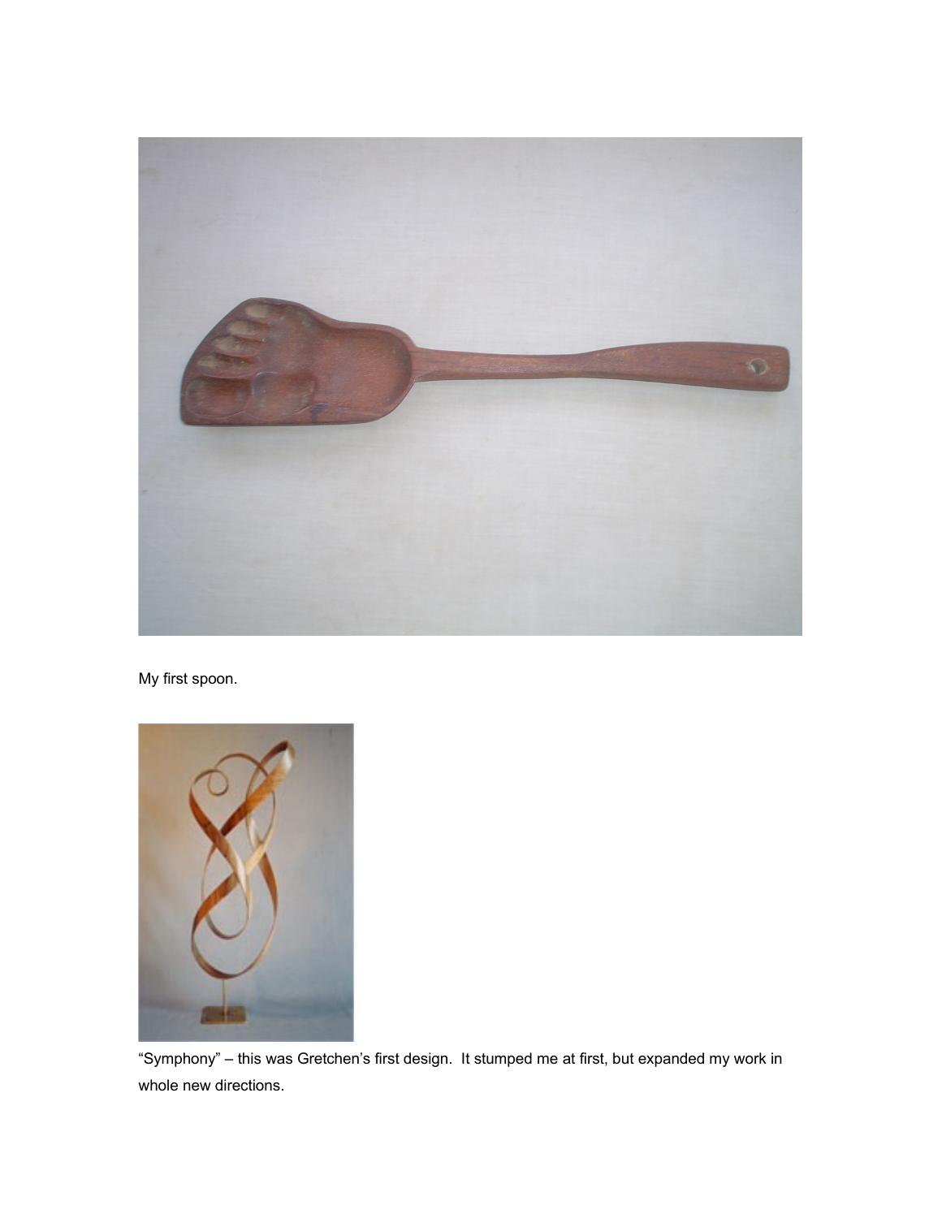My first spoon.

“Symphony” – this was Gretchen’s first design. It stumped me at first, but expanded my work in whole new directions.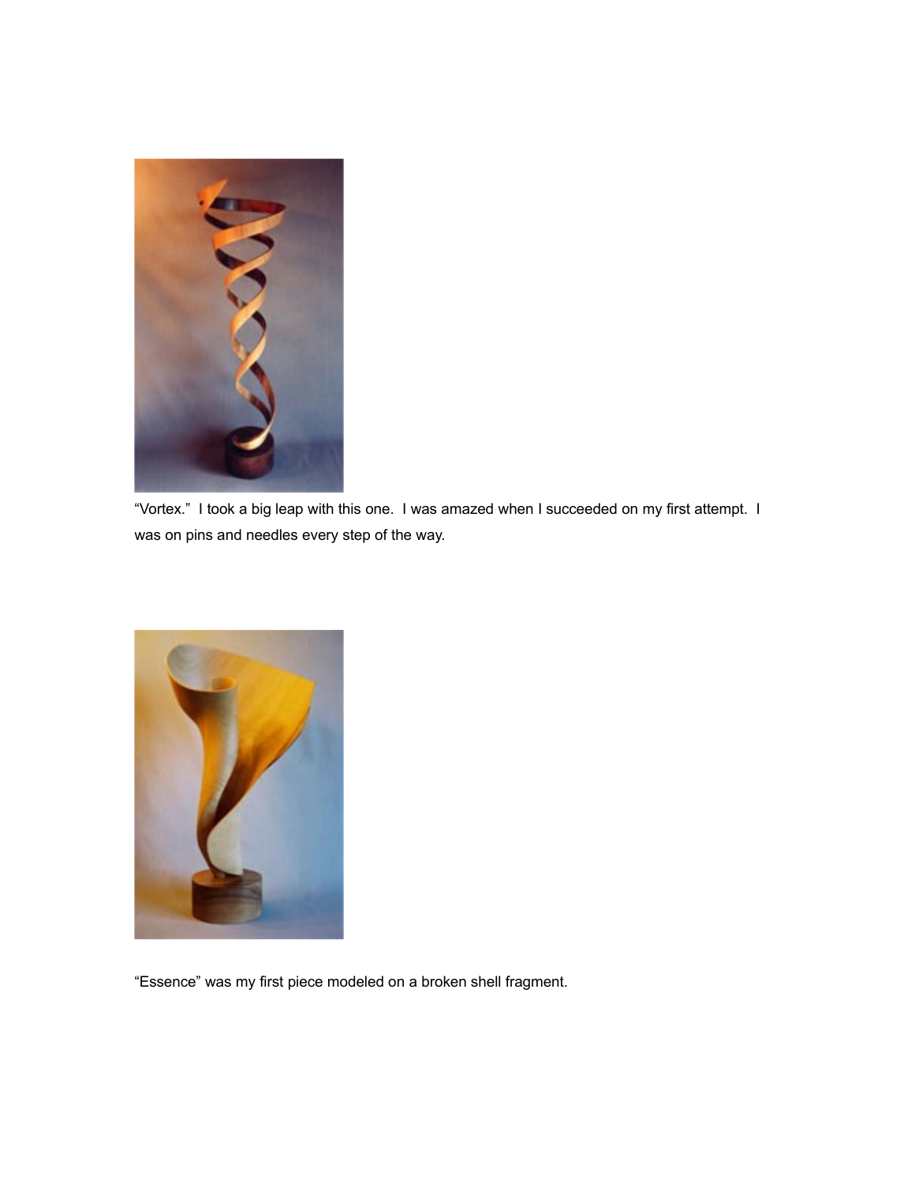"Vortex." I took a big leap with this one. I was amazed when I succeeded on my first attempt. I was on pins and needles every step of the way.

"Essence" was my first piece modeled on a broken shell fragment.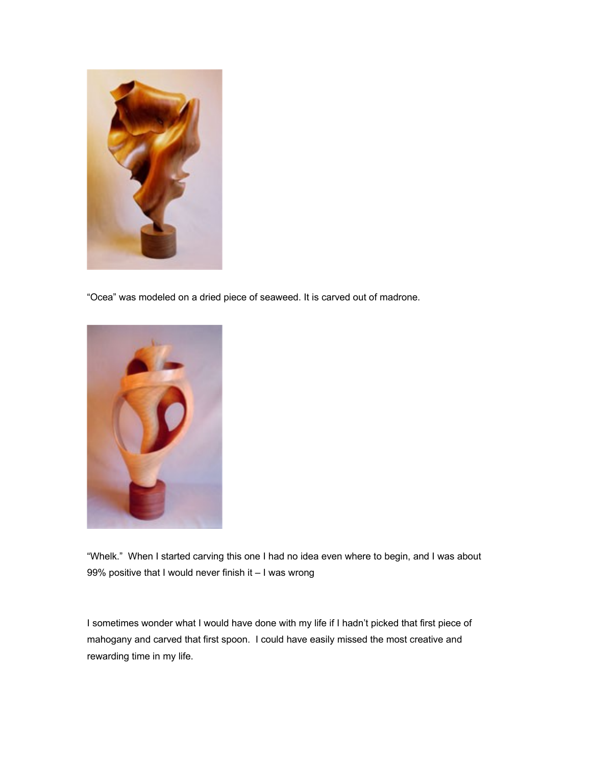“Ocea” was modeled on a dried piece of seaweed. It is carved out of madrone.

“Whelk.” When I started carving this one I had no idea even where to begin, and I was about 99% positive that I would never finish it – I was wrong

I sometimes wonder what I would have done with my life if I hadn’t picked that first piece of mahogany and carved that first spoon. I could have easily missed the most creative and rewarding time in my life.